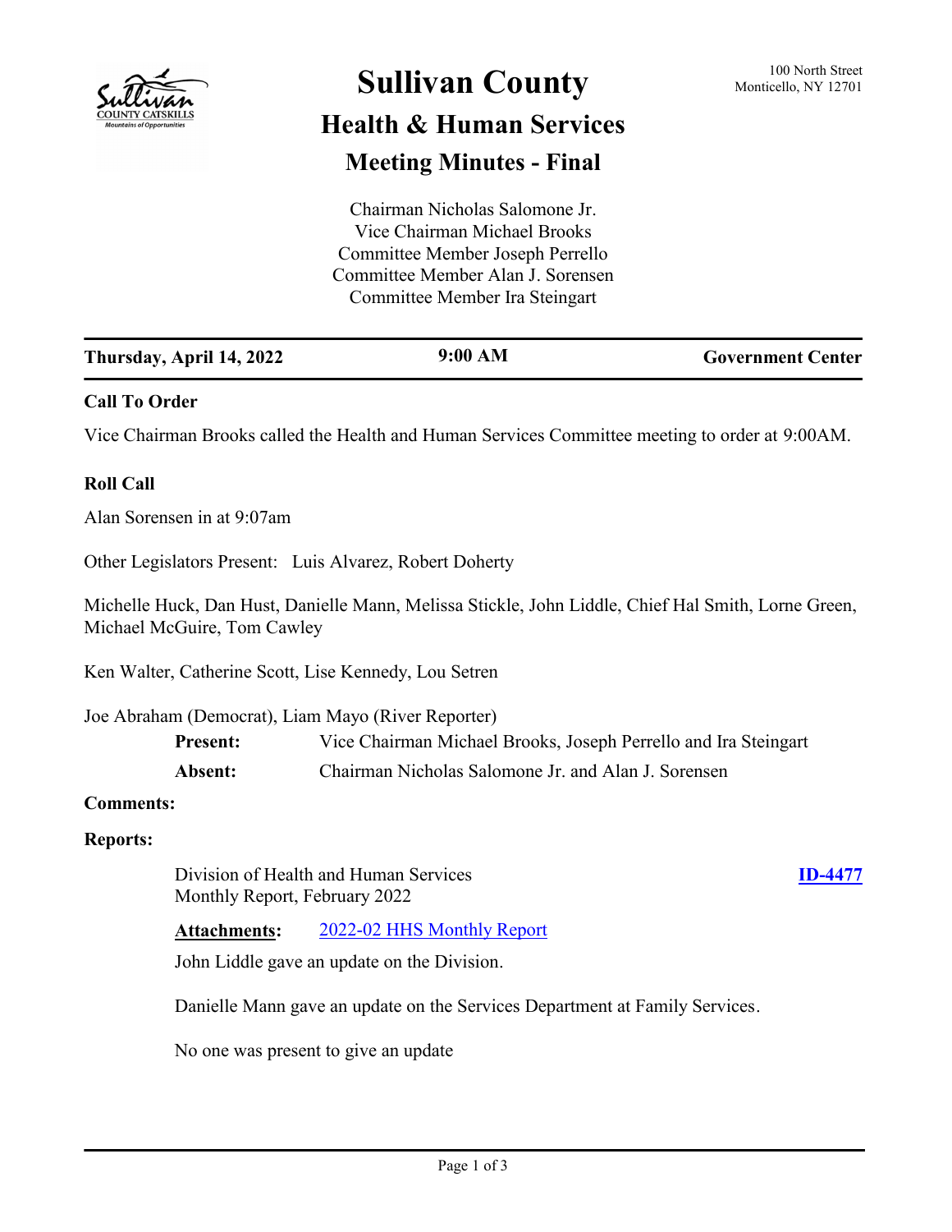# Sullivan County

## Health & Human Services

## Meeting Minutes - Final

100 North Street
Monticello, NY 12701

Chairman Nicholas Salomone Jr.
Vice Chairman Michael Brooks
Committee Member Joseph Perrello
Committee Member Alan J. Sorensen
Committee Member Ira Steingart

| Thursday, April 14, 2022 | 9:00 AM | Government Center |
|---|---|---|

### Call To Order

Vice Chairman Brooks called the Health and Human Services Committee meeting to order at 9:00AM.

### Roll Call

Alan Sorensen in at 9:07am

Other Legislators Present: Luis Alvarez, Robert Doherty

Michelle Huck, Dan Hust, Danielle Mann, Melissa Stickle, John Liddle, Chief Hal Smith, Lorne Green, Michael McGuire, Tom Cawley

Ken Walter, Catherine Scott, Lise Kennedy, Lou Setren

Joe Abraham (Democrat), Liam Mayo (River Reporter)

**Present:** Vice Chairman Michael Brooks, Joseph Perrello and Ira Steingart

**Absent:** Chairman Nicholas Salomone Jr. and Alan J. Sorensen

### Comments:

### Reports:

Division of Health and Human Services
Monthly Report, February 2022 **ID-4477**

**Attachments:** 2022-02 HHS Monthly Report

John Liddle gave an update on the Division.

Danielle Mann gave an update on the Services Department at Family Services.

No one was present to give an update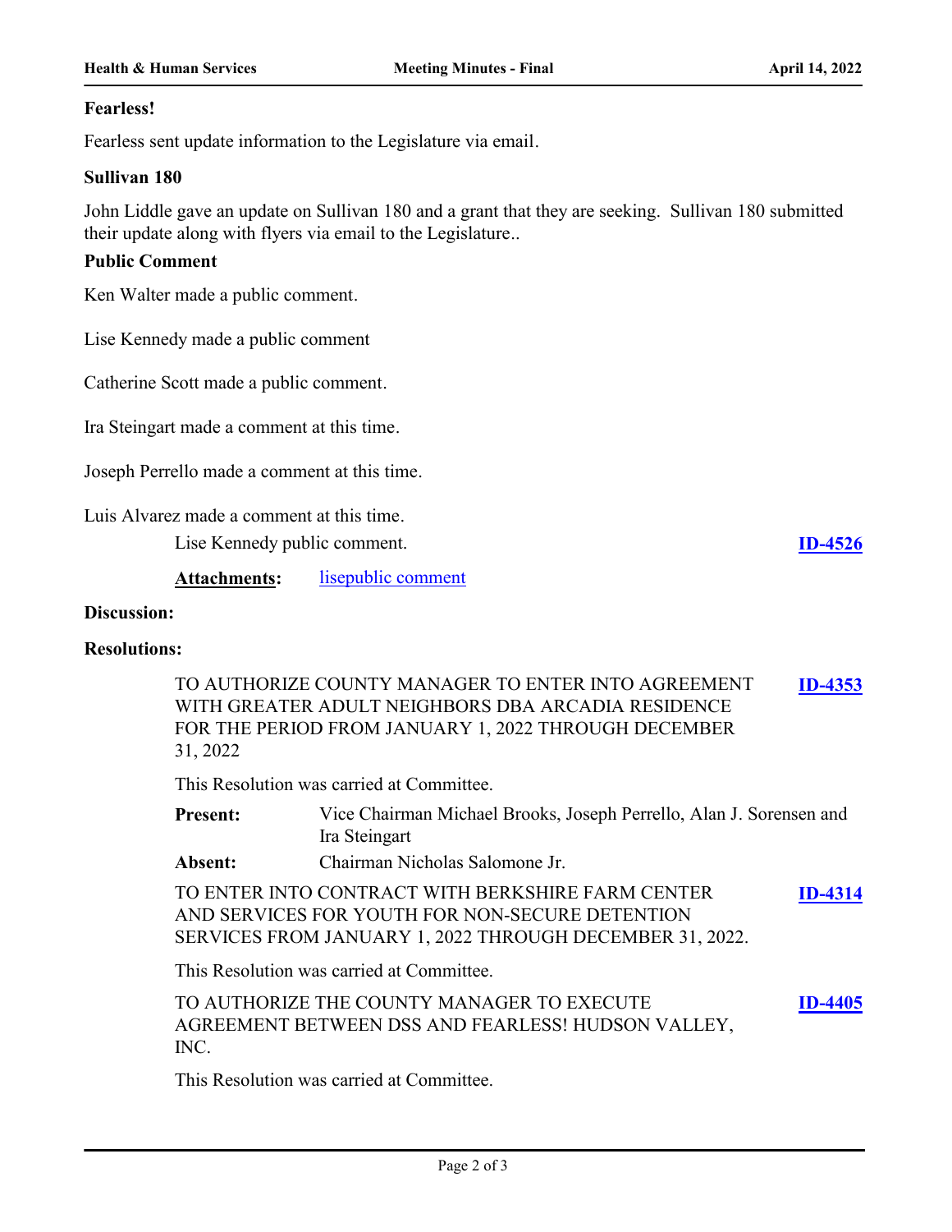**Fearless!**

Fearless sent update information to the Legislature via email.

**Sullivan 180**

John Liddle gave an update on Sullivan 180 and a grant that they are seeking. Sullivan 180 submitted their update along with flyers via email to the Legislature..

**Public Comment**

Ken Walter made a public comment.

Lise Kennedy made a public comment

Catherine Scott made a public comment.

Ira Steingart made a comment at this time.

Joseph Perrello made a comment at this time.

Luis Alvarez made a comment at this time.

Lise Kennedy public comment. **ID-4526**

**Attachments:** lisepublic comment

**Discussion:**

**Resolutions:**

TO AUTHORIZE COUNTY MANAGER TO ENTER INTO AGREEMENT WITH GREATER ADULT NEIGHBORS DBA ARCADIA RESIDENCE FOR THE PERIOD FROM JANUARY 1, 2022 THROUGH DECEMBER 31, 2022 **ID-4353**

This Resolution was carried at Committee.

**Present:** Vice Chairman Michael Brooks, Joseph Perrello, Alan J. Sorensen and Ira Steingart

**Absent:** Chairman Nicholas Salomone Jr.

TO ENTER INTO CONTRACT WITH BERKSHIRE FARM CENTER AND SERVICES FOR YOUTH FOR NON-SECURE DETENTION SERVICES FROM JANUARY 1, 2022 THROUGH DECEMBER 31, 2022. **ID-4314**

This Resolution was carried at Committee.

TO AUTHORIZE THE COUNTY MANAGER TO EXECUTE AGREEMENT BETWEEN DSS AND FEARLESS! HUDSON VALLEY, INC. **ID-4405**

This Resolution was carried at Committee.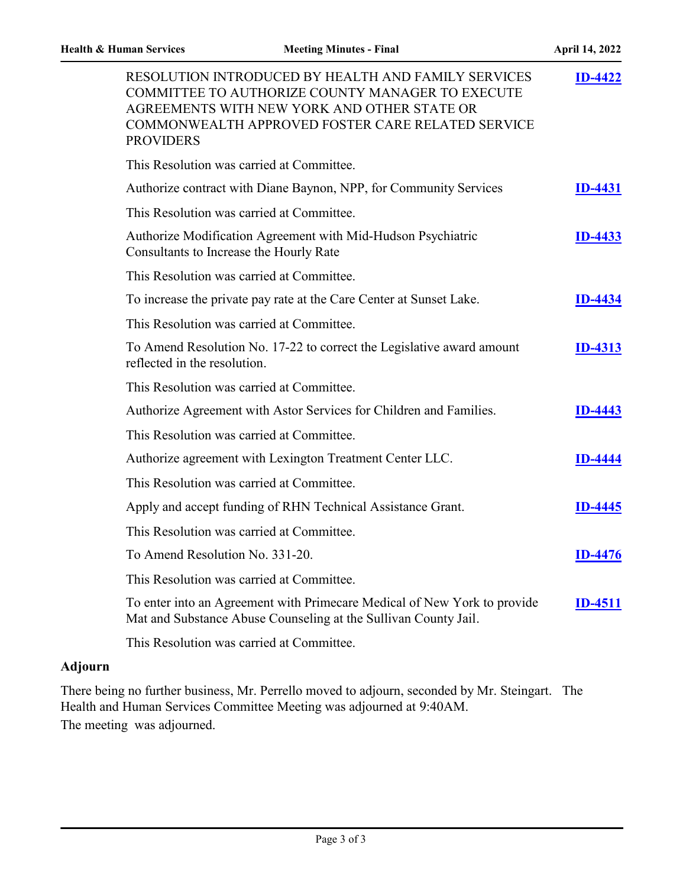RESOLUTION INTRODUCED BY HEALTH AND FAMILY SERVICES COMMITTEE TO AUTHORIZE COUNTY MANAGER TO EXECUTE AGREEMENTS WITH NEW YORK AND OTHER STATE OR COMMONWEALTH APPROVED FOSTER CARE RELATED SERVICE PROVIDERS **ID-4422**

This Resolution was carried at Committee.

Authorize contract with Diane Baynon, NPP, for Community Services **ID-4431**

This Resolution was carried at Committee.

Authorize Modification Agreement with Mid-Hudson Psychiatric Consultants to Increase the Hourly Rate **ID-4433**

This Resolution was carried at Committee.

To increase the private pay rate at the Care Center at Sunset Lake. **ID-4434**

This Resolution was carried at Committee.

To Amend Resolution No. 17-22 to correct the Legislative award amount reflected in the resolution. **ID-4313**

This Resolution was carried at Committee.

Authorize Agreement with Astor Services for Children and Families. **ID-4443**

This Resolution was carried at Committee.

Authorize agreement with Lexington Treatment Center LLC. **ID-4444**

This Resolution was carried at Committee.

Apply and accept funding of RHN Technical Assistance Grant. **ID-4445**

This Resolution was carried at Committee.

To Amend Resolution No. 331-20. **ID-4476**

This Resolution was carried at Committee.

To enter into an Agreement with Primecare Medical of New York to provide Mat and Substance Abuse Counseling at the Sullivan County Jail. **ID-4511**

This Resolution was carried at Committee.

## Adjourn

There being no further business, Mr. Perrello moved to adjourn, seconded by Mr. Steingart. The Health and Human Services Committee Meeting was adjourned at 9:40AM.

The meeting was adjourned.